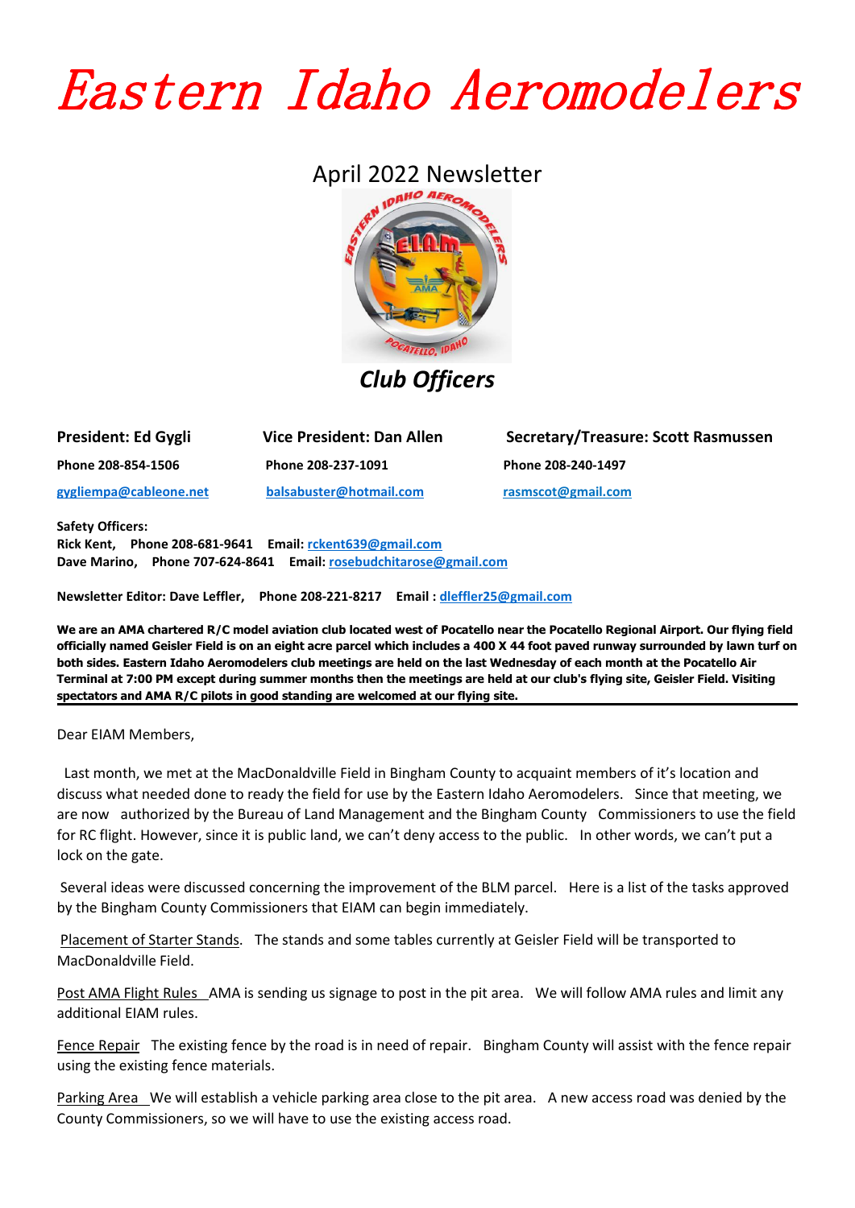# Eastern Idaho Aeromodelers

## April 2022 Newsletter

### *Club Officers*

| President: Ed Gygli | Vice President: Dan Allen | Secretary/Treasure: Scott Rasmussen |
|---|---|---|
| Phone 208-854-1506 | Phone 208-237-1091 | Phone 208-240-1497 |
| gygliempa@cableone.net | balsabuster@hotmail.com | rasmscot@gmail.com |

**Safety Officers:**
**Rick Kent, Phone 208-681-9641 Email: rckent639@gmail.com**
**Dave Marino, Phone 707-624-8641 Email: rosebudchitarose@gmail.com**

**Newsletter Editor: Dave Leffler, Phone 208-221-8217 Email : dleffler25@gmail.com**

**We are an AMA chartered R/C model aviation club located west of Pocatello near the Pocatello Regional Airport. Our flying field officially named Geisler Field is on an eight acre parcel which includes a 400 X 44 foot paved runway surrounded by lawn turf on both sides. Eastern Idaho Aeromodelers club meetings are held on the last Wednesday of each month at the Pocatello Air Terminal at 7:00 PM except during summer months then the meetings are held at our club's flying site, Geisler Field. Visiting spectators and AMA R/C pilots in good standing are welcomed at our flying site.**

---

Dear EIAM Members,

Last month, we met at the MacDonaldville Field in Bingham County to acquaint members of it's location and discuss what needed done to ready the field for use by the Eastern Idaho Aeromodelers. Since that meeting, we are now authorized by the Bureau of Land Management and the Bingham County Commissioners to use the field for RC flight. However, since it is public land, we can't deny access to the public. In other words, we can't put a lock on the gate.

Several ideas were discussed concerning the improvement of the BLM parcel. Here is a list of the tasks approved by the Bingham County Commissioners that EIAM can begin immediately.

<u>Placement of Starter Stands</u>. The stands and some tables currently at Geisler Field will be transported to MacDonaldville Field.

<u>Post AMA Flight Rules</u> AMA is sending us signage to post in the pit area. We will follow AMA rules and limit any additional EIAM rules.

<u>Fence Repair</u> The existing fence by the road is in need of repair. Bingham County will assist with the fence repair using the existing fence materials.

<u>Parking Area</u> We will establish a vehicle parking area close to the pit area. A new access road was denied by the County Commissioners, so we will have to use the existing access road.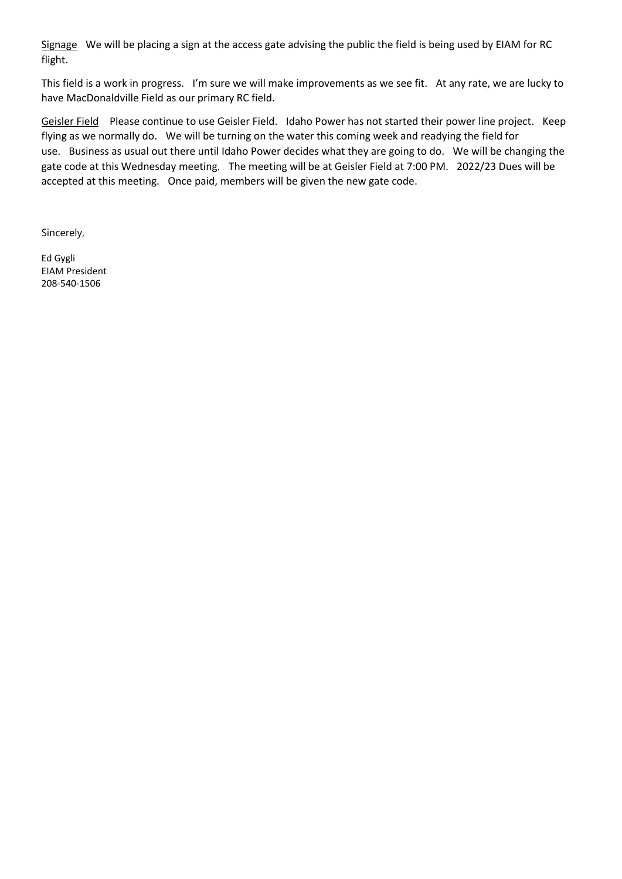<u>Signage</u> We will be placing a sign at the access gate advising the public the field is being used by EIAM for RC flight.

This field is a work in progress. I'm sure we will make improvements as we see fit. At any rate, we are lucky to have MacDonaldville Field as our primary RC field.

<u>Geisler Field</u> Please continue to use Geisler Field. Idaho Power has not started their power line project. Keep flying as we normally do. We will be turning on the water this coming week and readying the field for use. Business as usual out there until Idaho Power decides what they are going to do. We will be changing the gate code at this Wednesday meeting. The meeting will be at Geisler Field at 7:00 PM. 2022/23 Dues will be accepted at this meeting. Once paid, members will be given the new gate code.

Sincerely,

Ed Gygli
EIAM President
208-540-1506